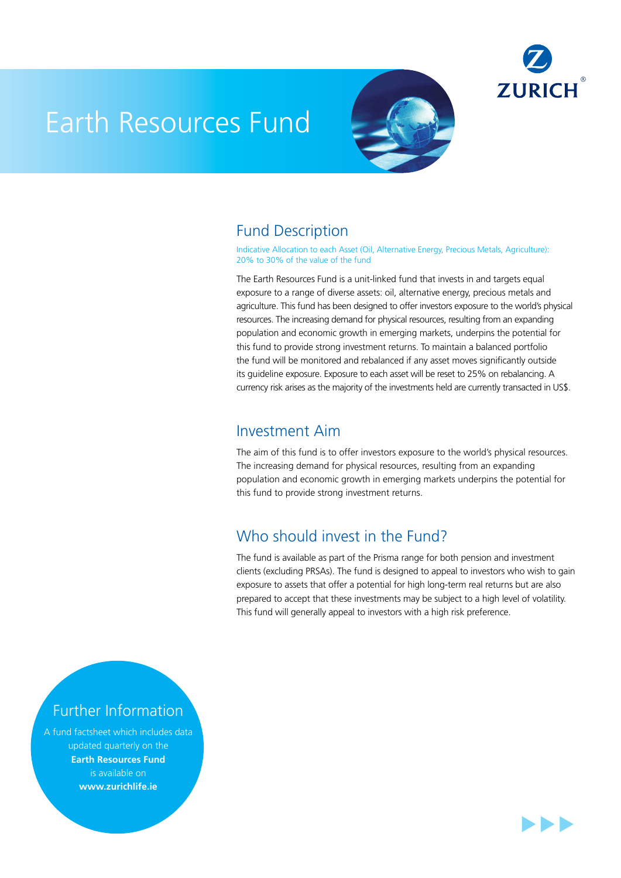# Earth Resources Fund

ZURICH

## Fund Description

Indicative Allocation to each Asset (Oil, Alternative Energy, Precious Metals, Agriculture): 20% to 30% of the value of the fund

The Earth Resources Fund is a unit-linked fund that invests in and targets equal exposure to a range of diverse assets: oil, alternative energy, precious metals and agriculture. This fund has been designed to offer investors exposure to the world's physical resources. The increasing demand for physical resources, resulting from an expanding population and economic growth in emerging markets, underpins the potential for this fund to provide strong investment returns. To maintain a balanced portfolio the fund will be monitored and rebalanced if any asset moves significantly outside its guideline exposure. Exposure to each asset will be reset to 25% on rebalancing. A currency risk arises as the majority of the investments held are currently transacted in US$.

## Investment Aim

The aim of this fund is to offer investors exposure to the world's physical resources. The increasing demand for physical resources, resulting from an expanding population and economic growth in emerging markets underpins the potential for this fund to provide strong investment returns.

## Who should invest in the Fund?

The fund is available as part of the Prisma range for both pension and investment clients (excluding PRSAs). The fund is designed to appeal to investors who wish to gain exposure to assets that offer a potential for high long-term real returns but are also prepared to accept that these investments may be subject to a high level of volatility. This fund will generally appeal to investors with a high risk preference.

## Further Information

A fund factsheet which includes data updated quarterly on the **Earth Resources Fund** is available on **www.zurichlife.ie**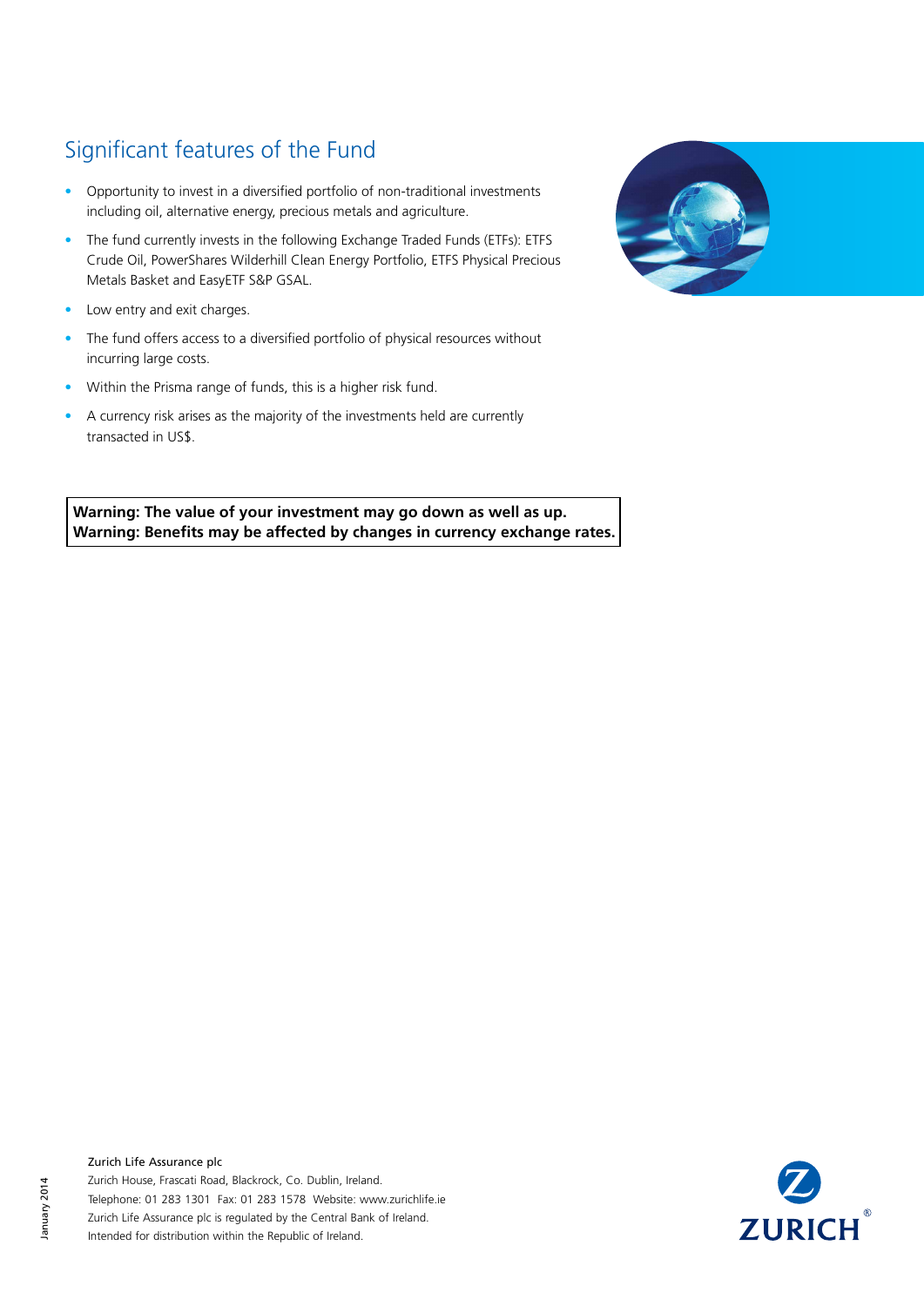## Significant features of the Fund

- Opportunity to invest in a diversified portfolio of non-traditional investments including oil, alternative energy, precious metals and agriculture.
- The fund currently invests in the following Exchange Traded Funds (ETFs): ETFS Crude Oil, PowerShares Wilderhill Clean Energy Portfolio, ETFS Physical Precious Metals Basket and EasyETF S&P GSAL.
- Low entry and exit charges.
- The fund offers access to a diversified portfolio of physical resources without incurring large costs.
- Within the Prisma range of funds, this is a higher risk fund.
- A currency risk arises as the majority of the investments held are currently transacted in US$.

**Warning: The value of your investment may go down as well as up.**
**Warning: Benefits may be affected by changes in currency exchange rates.**

Zurich Life Assurance plc
Zurich House, Frascati Road, Blackrock, Co. Dublin, Ireland.
Telephone: 01 283 1301 Fax: 01 283 1578 Website: www.zurichlife.ie
Zurich Life Assurance plc is regulated by the Central Bank of Ireland.
Intended for distribution within the Republic of Ireland.

January 2014